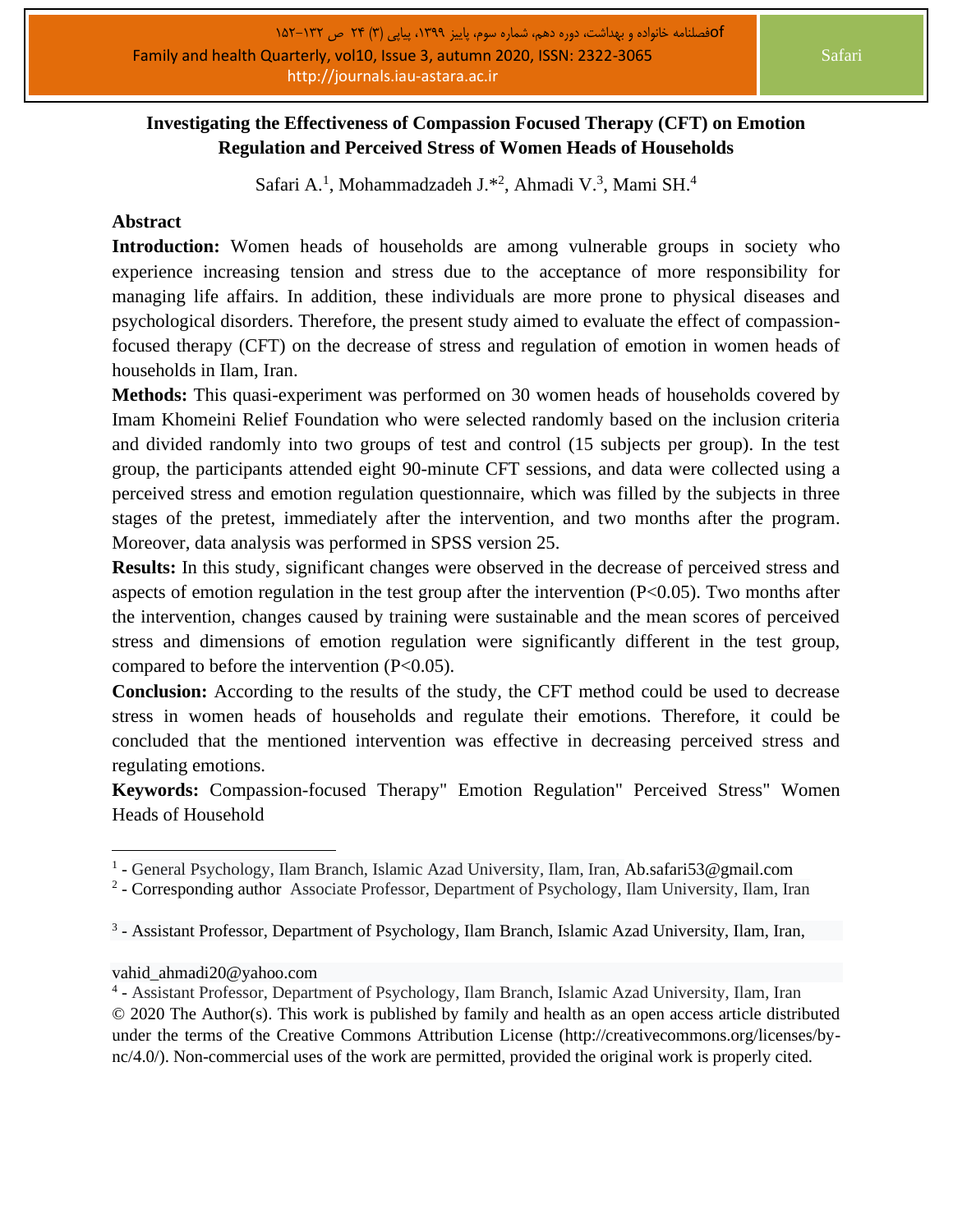# Investigating the Effectiveness of Compassion Focused Therapy (CFT) on Emotion Regulation and Perceived Stress of Women Heads of Households

Safari A.[1], Mohammadzadeh J.*[2], Ahmadi V.[3], Mami SH.[4]

## Abstract

**Introduction:** Women heads of households are among vulnerable groups in society who experience increasing tension and stress due to the acceptance of more responsibility for managing life affairs. In addition, these individuals are more prone to physical diseases and psychological disorders. Therefore, the present study aimed to evaluate the effect of compassion-focused therapy (CFT) on the decrease of stress and regulation of emotion in women heads of households in Ilam, Iran.

**Methods:** This quasi-experiment was performed on 30 women heads of households covered by Imam Khomeini Relief Foundation who were selected randomly based on the inclusion criteria and divided randomly into two groups of test and control (15 subjects per group). In the test group, the participants attended eight 90-minute CFT sessions, and data were collected using a perceived stress and emotion regulation questionnaire, which was filled by the subjects in three stages of the pretest, immediately after the intervention, and two months after the program. Moreover, data analysis was performed in SPSS version 25.

**Results:** In this study, significant changes were observed in the decrease of perceived stress and aspects of emotion regulation in the test group after the intervention ($P<0.05$). Two months after the intervention, changes caused by training were sustainable and the mean scores of perceived stress and dimensions of emotion regulation were significantly different in the test group, compared to before the intervention ($P<0.05$).

**Conclusion:** According to the results of the study, the CFT method could be used to decrease stress in women heads of households and regulate their emotions. Therefore, it could be concluded that the mentioned intervention was effective in decreasing perceived stress and regulating emotions.

**Keywords:** Compassion-focused Therapy" Emotion Regulation" Perceived Stress" Women Heads of Household

---

[1] - General Psychology, Ilam Branch, Islamic Azad University, Ilam, Iran, Ab.safari53@gmail.com

[2] - Corresponding author Associate Professor, Department of Psychology, Ilam University, Ilam, Iran

[3] - Assistant Professor, Department of Psychology, Ilam Branch, Islamic Azad University, Ilam, Iran,

vahid_ahmadi20@yahoo.com

[4] - Assistant Professor, Department of Psychology, Ilam Branch, Islamic Azad University, Ilam, Iran

© 2020 The Author(s). This work is published by family and health as an open access article distributed under the terms of the Creative Commons Attribution License (http://creativecommons.org/licenses/by-nc/4.0/). Non-commercial uses of the work are permitted, provided the original work is properly cited.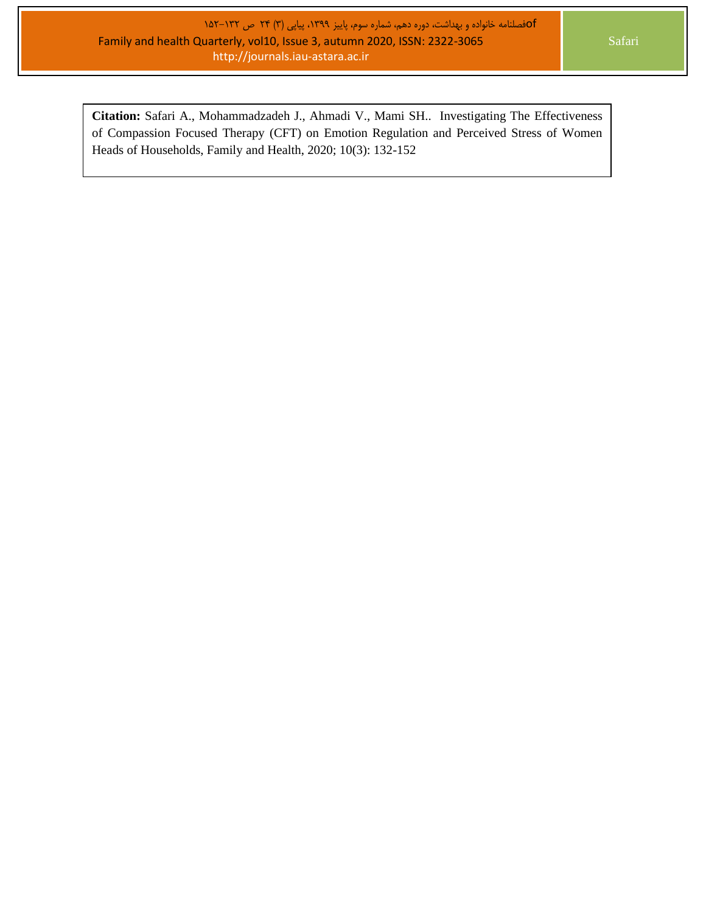**Citation:** Safari A., Mohammadzadeh J., Ahmadi V., Mami SH.. Investigating The Effectiveness of Compassion Focused Therapy (CFT) on Emotion Regulation and Perceived Stress of Women Heads of Households, Family and Health, 2020; 10(3): 132-152